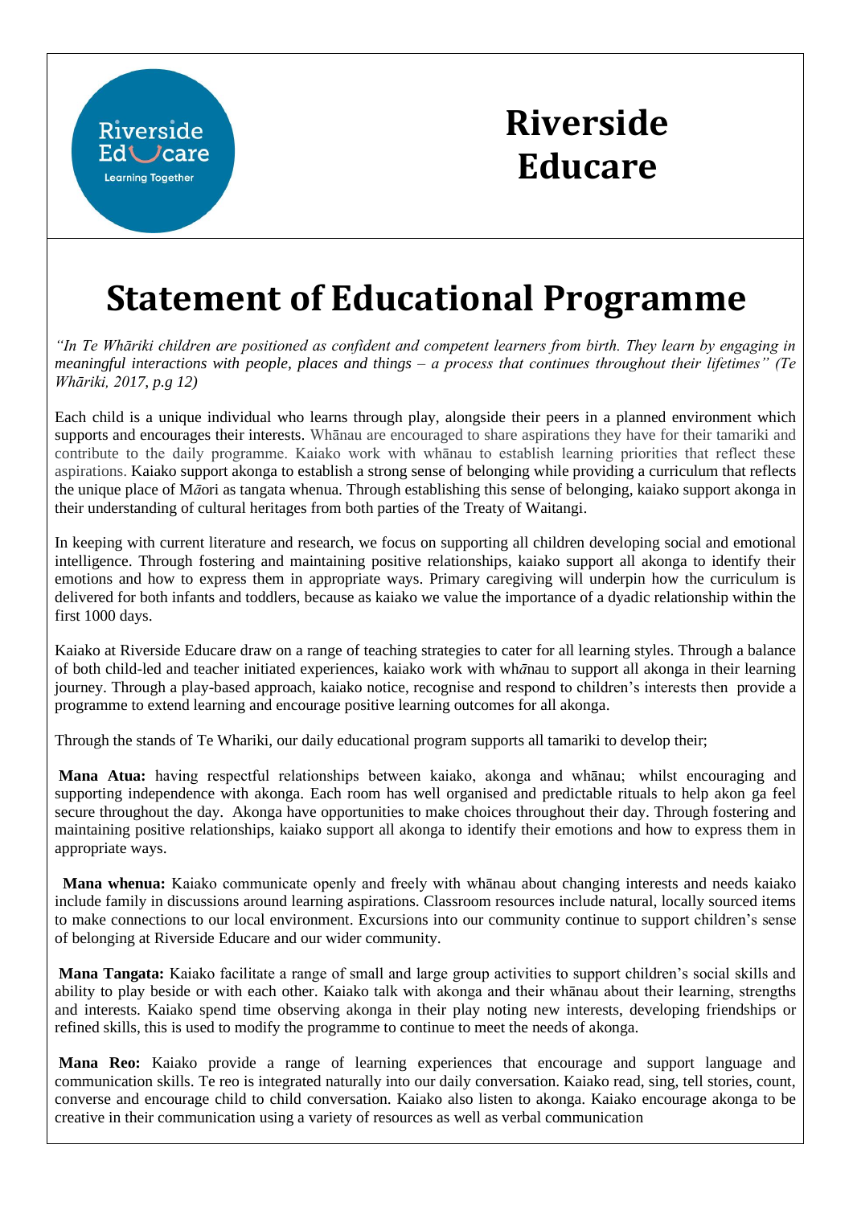# Riverside Educare

# Statement of Educational Programme

*"In Te Whāriki children are positioned as confident and competent learners from birth. They learn by engaging in meaningful interactions with people, places and things – a process that continues throughout their lifetimes" (Te Whāriki, 2017, p.g 12)*

Each child is a unique individual who learns through play, alongside their peers in a planned environment which supports and encourages their interests. Whānau are encouraged to share aspirations they have for their tamariki and contribute to the daily programme. Kaiako work with whānau to establish learning priorities that reflect these aspirations. Kaiako support akonga to establish a strong sense of belonging while providing a curriculum that reflects the unique place of M*ā*ori as tangata whenua. Through establishing this sense of belonging, kaiako support akonga in their understanding of cultural heritages from both parties of the Treaty of Waitangi.

In keeping with current literature and research, we focus on supporting all children developing social and emotional intelligence. Through fostering and maintaining positive relationships, kaiako support all akonga to identify their emotions and how to express them in appropriate ways. Primary caregiving will underpin how the curriculum is delivered for both infants and toddlers, because as kaiako we value the importance of a dyadic relationship within the first 1000 days.

Kaiako at Riverside Educare draw on a range of teaching strategies to cater for all learning styles. Through a balance of both child-led and teacher initiated experiences, kaiako work with wh*ā*nau to support all akonga in their learning journey. Through a play-based approach, kaiako notice, recognise and respond to children's interests then provide a programme to extend learning and encourage positive learning outcomes for all akonga.

Through the stands of Te Whariki, our daily educational program supports all tamariki to develop their;

**Mana Atua:** having respectful relationships between kaiako, akonga and whānau; whilst encouraging and supporting independence with akonga. Each room has well organised and predictable rituals to help akon ga feel secure throughout the day. Akonga have opportunities to make choices throughout their day. Through fostering and maintaining positive relationships, kaiako support all akonga to identify their emotions and how to express them in appropriate ways.

**Mana whenua:** Kaiako communicate openly and freely with whānau about changing interests and needs kaiako include family in discussions around learning aspirations. Classroom resources include natural, locally sourced items to make connections to our local environment. Excursions into our community continue to support children's sense of belonging at Riverside Educare and our wider community.

**Mana Tangata:** Kaiako facilitate a range of small and large group activities to support children's social skills and ability to play beside or with each other. Kaiako talk with akonga and their whānau about their learning, strengths and interests. Kaiako spend time observing akonga in their play noting new interests, developing friendships or refined skills, this is used to modify the programme to continue to meet the needs of akonga.

**Mana Reo:** Kaiako provide a range of learning experiences that encourage and support language and communication skills. Te reo is integrated naturally into our daily conversation. Kaiako read, sing, tell stories, count, converse and encourage child to child conversation. Kaiako also listen to akonga. Kaiako encourage akonga to be creative in their communication using a variety of resources as well as verbal communication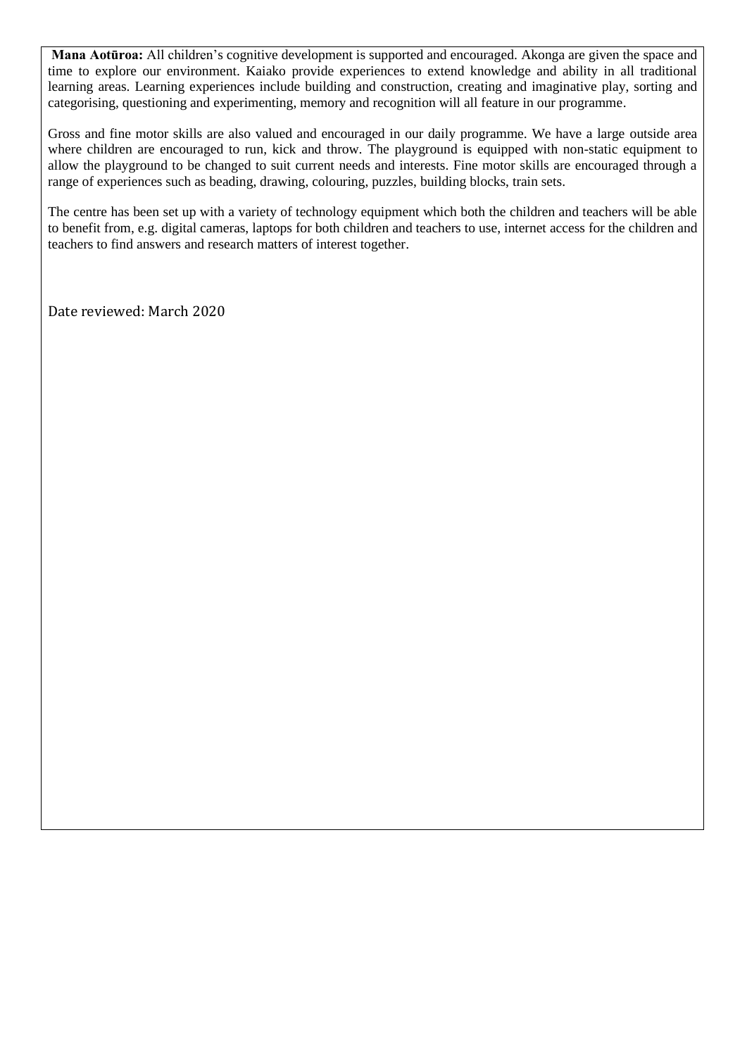**Mana Aotūroa:** All children's cognitive development is supported and encouraged. Akonga are given the space and time to explore our environment. Kaiako provide experiences to extend knowledge and ability in all traditional learning areas. Learning experiences include building and construction, creating and imaginative play, sorting and categorising, questioning and experimenting, memory and recognition will all feature in our programme.

Gross and fine motor skills are also valued and encouraged in our daily programme. We have a large outside area where children are encouraged to run, kick and throw. The playground is equipped with non-static equipment to allow the playground to be changed to suit current needs and interests. Fine motor skills are encouraged through a range of experiences such as beading, drawing, colouring, puzzles, building blocks, train sets.

The centre has been set up with a variety of technology equipment which both the children and teachers will be able to benefit from, e.g. digital cameras, laptops for both children and teachers to use, internet access for the children and teachers to find answers and research matters of interest together.

Date reviewed: March 2020